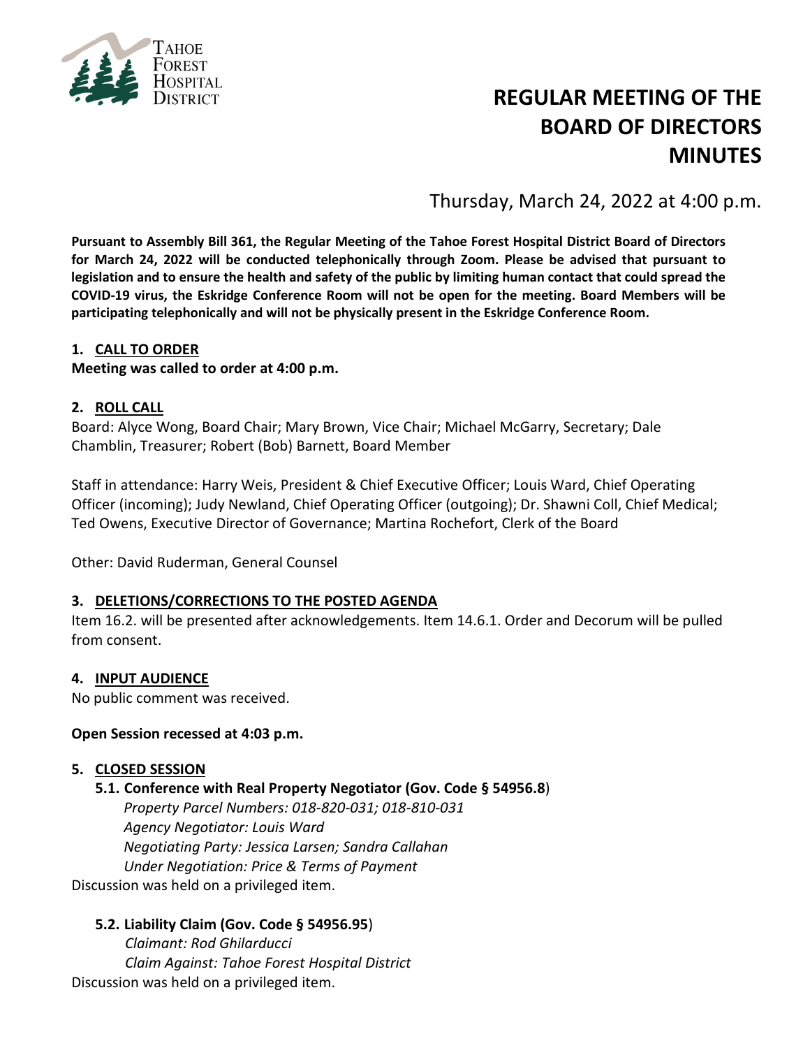Tahoe Forest Hospital District

# REGULAR MEETING OF THE BOARD OF DIRECTORS MINUTES

Thursday, March 24, 2022 at 4:00 p.m.

**Pursuant to Assembly Bill 361, the Regular Meeting of the Tahoe Forest Hospital District Board of Directors for March 24, 2022 will be conducted telephonically through Zoom. Please be advised that pursuant to legislation and to ensure the health and safety of the public by limiting human contact that could spread the COVID-19 virus, the Eskridge Conference Room will not be open for the meeting. Board Members will be participating telephonically and will not be physically present in the Eskridge Conference Room.**

## 1. CALL TO ORDER

**Meeting was called to order at 4:00 p.m.**

## 2. ROLL CALL

Board: Alyce Wong, Board Chair; Mary Brown, Vice Chair; Michael McGarry, Secretary; Dale Chamblin, Treasurer; Robert (Bob) Barnett, Board Member

Staff in attendance: Harry Weis, President & Chief Executive Officer; Louis Ward, Chief Operating Officer (incoming); Judy Newland, Chief Operating Officer (outgoing); Dr. Shawni Coll, Chief Medical; Ted Owens, Executive Director of Governance; Martina Rochefort, Clerk of the Board

Other: David Ruderman, General Counsel

## 3. DELETIONS/CORRECTIONS TO THE POSTED AGENDA

Item 16.2. will be presented after acknowledgements. Item 14.6.1. Order and Decorum will be pulled from consent.

## 4. INPUT AUDIENCE

No public comment was received.

**Open Session recessed at 4:03 p.m.**

## 5. CLOSED SESSION

### 5.1. Conference with Real Property Negotiator (Gov. Code § 54956.8)

*Property Parcel Numbers: 018-820-031; 018-810-031*
*Agency Negotiator: Louis Ward*
*Negotiating Party: Jessica Larsen; Sandra Callahan*
*Under Negotiation: Price & Terms of Payment*

Discussion was held on a privileged item.

### 5.2. Liability Claim (Gov. Code § 54956.95)

*Claimant: Rod Ghilarducci*
*Claim Against: Tahoe Forest Hospital District*

Discussion was held on a privileged item.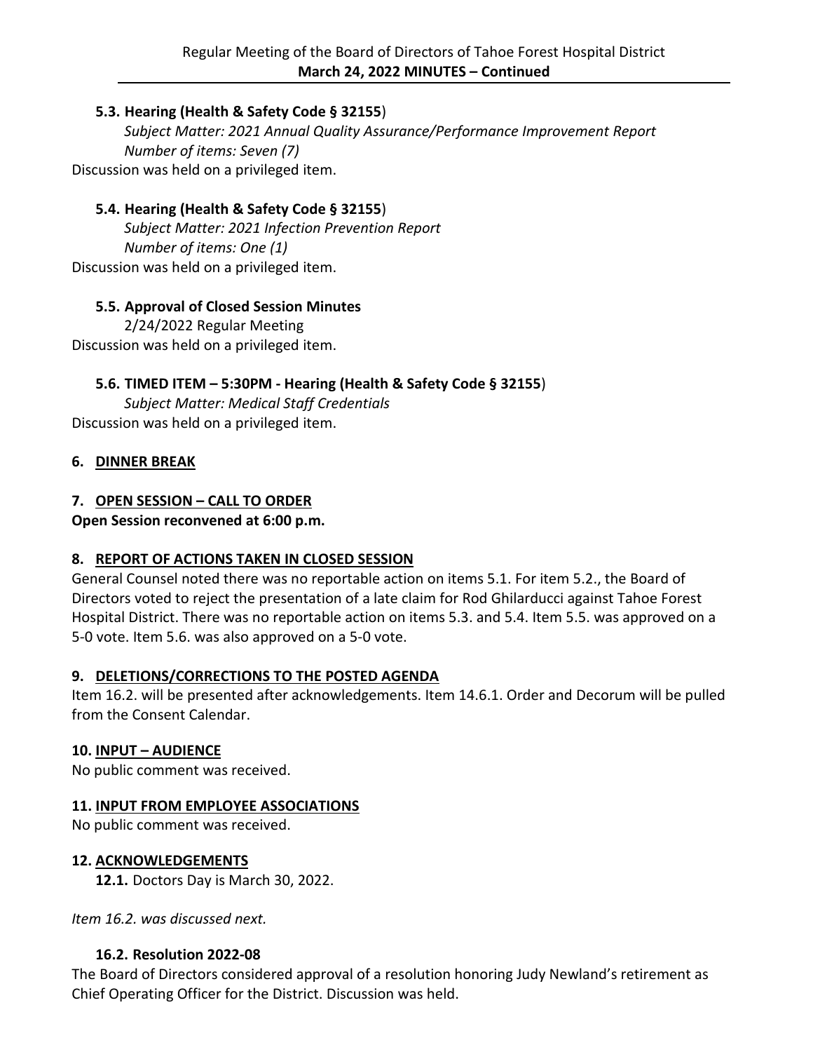**5.3. Hearing (Health & Safety Code § 32155)**

*Subject Matter: 2021 Annual Quality Assurance/Performance Improvement Report*
*Number of items: Seven (7)*

Discussion was held on a privileged item.

**5.4. Hearing (Health & Safety Code § 32155)**

*Subject Matter: 2021 Infection Prevention Report*
*Number of items: One (1)*

Discussion was held on a privileged item.

**5.5. Approval of Closed Session Minutes**

2/24/2022 Regular Meeting

Discussion was held on a privileged item.

**5.6. TIMED ITEM – 5:30PM - Hearing (Health & Safety Code § 32155)**

*Subject Matter: Medical Staff Credentials*

Discussion was held on a privileged item.

**6. DINNER BREAK**

**7. OPEN SESSION – CALL TO ORDER**

**Open Session reconvened at 6:00 p.m.**

**8. REPORT OF ACTIONS TAKEN IN CLOSED SESSION**

General Counsel noted there was no reportable action on items 5.1. For item 5.2., the Board of Directors voted to reject the presentation of a late claim for Rod Ghilarducci against Tahoe Forest Hospital District. There was no reportable action on items 5.3. and 5.4. Item 5.5. was approved on a 5-0 vote. Item 5.6. was also approved on a 5-0 vote.

**9. DELETIONS/CORRECTIONS TO THE POSTED AGENDA**

Item 16.2. will be presented after acknowledgements. Item 14.6.1. Order and Decorum will be pulled from the Consent Calendar.

**10. INPUT – AUDIENCE**

No public comment was received.

**11. INPUT FROM EMPLOYEE ASSOCIATIONS**

No public comment was received.

**12. ACKNOWLEDGEMENTS**

**12.1.** Doctors Day is March 30, 2022.

*Item 16.2. was discussed next.*

**16.2. Resolution 2022-08**

The Board of Directors considered approval of a resolution honoring Judy Newland's retirement as Chief Operating Officer for the District. Discussion was held.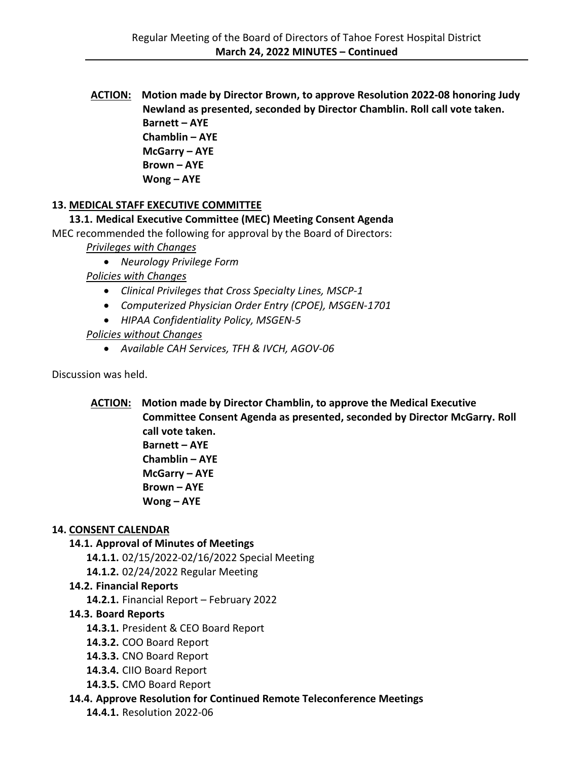**ACTION:** **Motion made by Director Brown, to approve Resolution 2022-08 honoring Judy Newland as presented, seconded by Director Chamblin. Roll call vote taken.**
**Barnett – AYE**
**Chamblin – AYE**
**McGarry – AYE**
**Brown – AYE**
**Wong – AYE**

## 13. MEDICAL STAFF EXECUTIVE COMMITTEE

### 13.1. Medical Executive Committee (MEC) Meeting Consent Agenda

MEC recommended the following for approval by the Board of Directors:

*Privileges with Changes*

- *Neurology Privilege Form*

*Policies with Changes*

- *Clinical Privileges that Cross Specialty Lines, MSCP-1*
- *Computerized Physician Order Entry (CPOE), MSGEN-1701*
- *HIPAA Confidentiality Policy, MSGEN-5*

*Policies without Changes*

- *Available CAH Services, TFH & IVCH, AGOV-06*

Discussion was held.

**ACTION:** **Motion made by Director Chamblin, to approve the Medical Executive Committee Consent Agenda as presented, seconded by Director McGarry. Roll call vote taken.**
**Barnett – AYE**
**Chamblin – AYE**
**McGarry – AYE**
**Brown – AYE**
**Wong – AYE**

## 14. CONSENT CALENDAR

### 14.1. Approval of Minutes of Meetings

**14.1.1.** 02/15/2022-02/16/2022 Special Meeting
**14.1.2.** 02/24/2022 Regular Meeting

### 14.2. Financial Reports

**14.2.1.** Financial Report – February 2022

### 14.3. Board Reports

**14.3.1.** President & CEO Board Report
**14.3.2.** COO Board Report
**14.3.3.** CNO Board Report
**14.3.4.** CIIO Board Report
**14.3.5.** CMO Board Report

### 14.4. Approve Resolution for Continued Remote Teleconference Meetings

**14.4.1.** Resolution 2022-06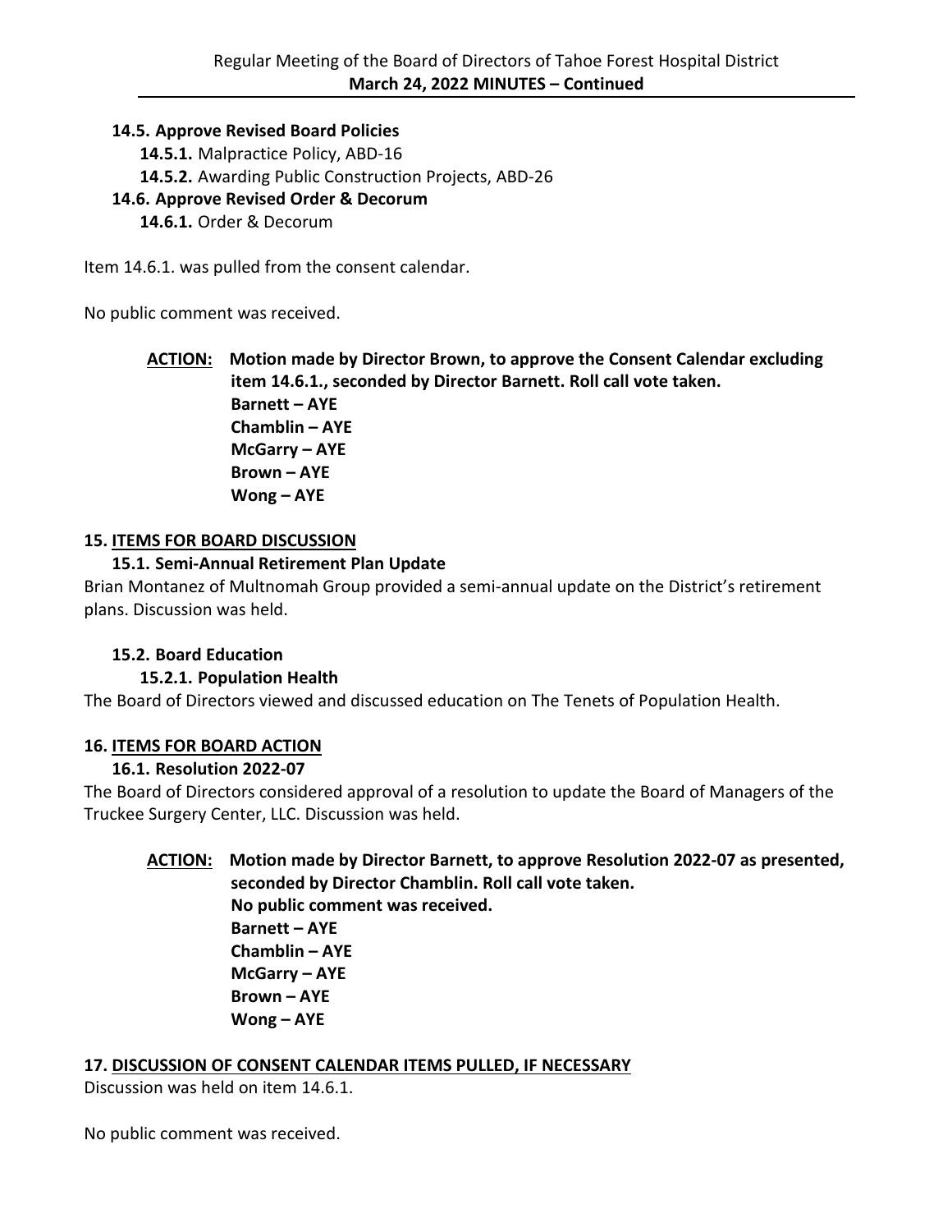**14.5. Approve Revised Board Policies**

**14.5.1.** Malpractice Policy, ABD-16

**14.5.2.** Awarding Public Construction Projects, ABD-26

**14.6. Approve Revised Order & Decorum**

**14.6.1.** Order & Decorum

Item 14.6.1. was pulled from the consent calendar.

No public comment was received.

**ACTION: Motion made by Director Brown, to approve the Consent Calendar excluding item 14.6.1., seconded by Director Barnett. Roll call vote taken.**
**Barnett – AYE**
**Chamblin – AYE**
**McGarry – AYE**
**Brown – AYE**
**Wong – AYE**

## 15. ITEMS FOR BOARD DISCUSSION

### 15.1. Semi-Annual Retirement Plan Update

Brian Montanez of Multnomah Group provided a semi-annual update on the District's retirement plans. Discussion was held.

### 15.2. Board Education

#### 15.2.1. Population Health

The Board of Directors viewed and discussed education on The Tenets of Population Health.

## 16. ITEMS FOR BOARD ACTION

### 16.1. Resolution 2022-07

The Board of Directors considered approval of a resolution to update the Board of Managers of the Truckee Surgery Center, LLC. Discussion was held.

**ACTION: Motion made by Director Barnett, to approve Resolution 2022-07 as presented, seconded by Director Chamblin. Roll call vote taken.**
**No public comment was received.**
**Barnett – AYE**
**Chamblin – AYE**
**McGarry – AYE**
**Brown – AYE**
**Wong – AYE**

## 17. DISCUSSION OF CONSENT CALENDAR ITEMS PULLED, IF NECESSARY

Discussion was held on item 14.6.1.

No public comment was received.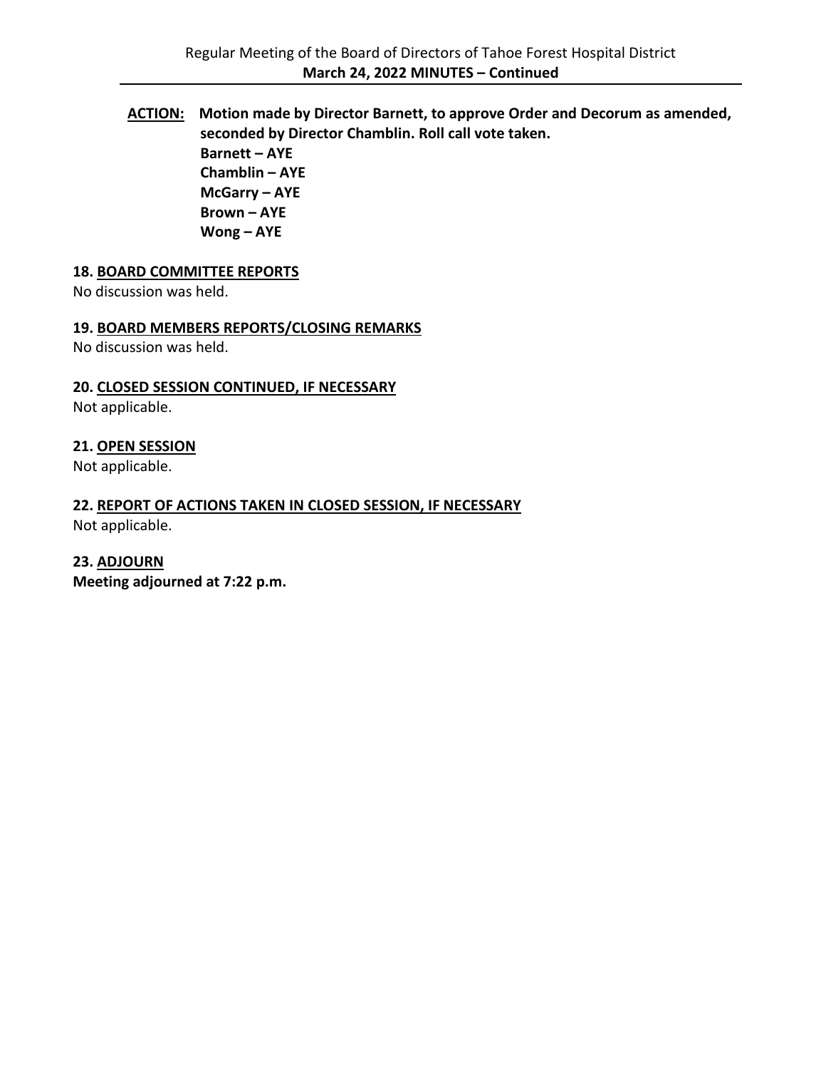**ACTION:** **Motion made by Director Barnett, to approve Order and Decorum as amended, seconded by Director Chamblin. Roll call vote taken.**
**Barnett – AYE**
**Chamblin – AYE**
**McGarry – AYE**
**Brown – AYE**
**Wong – AYE**

**18. BOARD COMMITTEE REPORTS**
No discussion was held.

**19. BOARD MEMBERS REPORTS/CLOSING REMARKS**
No discussion was held.

**20. CLOSED SESSION CONTINUED, IF NECESSARY**
Not applicable.

**21. OPEN SESSION**
Not applicable.

**22. REPORT OF ACTIONS TAKEN IN CLOSED SESSION, IF NECESSARY**
Not applicable.

**23. ADJOURN**
**Meeting adjourned at 7:22 p.m.**